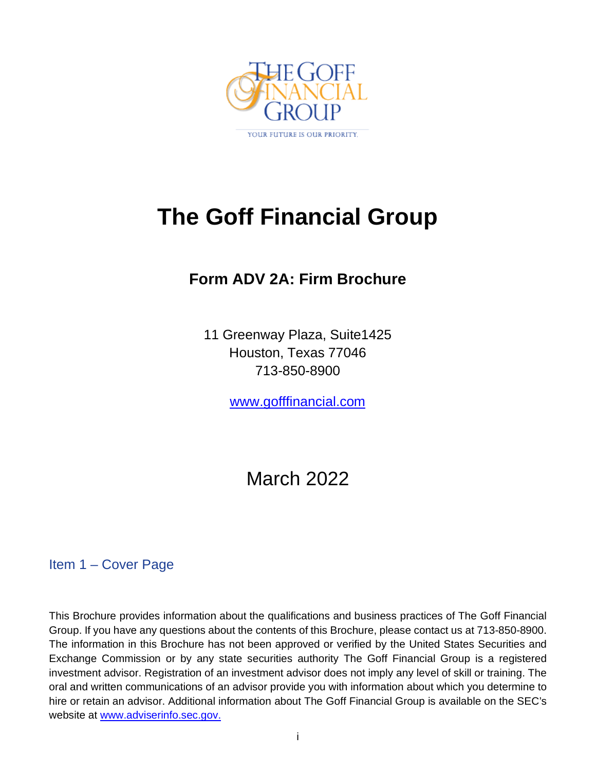# The Goff Financial Group

## Form ADV 2A: Firm Brochure

11 Greenway Plaza, Suite1425
Houston, Texas 77046
713-850-8900

www.gofffinancial.com

March 2022

### Item 1 – Cover Page

This Brochure provides information about the qualifications and business practices of The Goff Financial Group. If you have any questions about the contents of this Brochure, please contact us at 713-850-8900. The information in this Brochure has not been approved or verified by the United States Securities and Exchange Commission or by any state securities authority The Goff Financial Group is a registered investment advisor. Registration of an investment advisor does not imply any level of skill or training. The oral and written communications of an advisor provide you with information about which you determine to hire or retain an advisor. Additional information about The Goff Financial Group is available on the SEC's website at www.adviserinfo.sec.gov.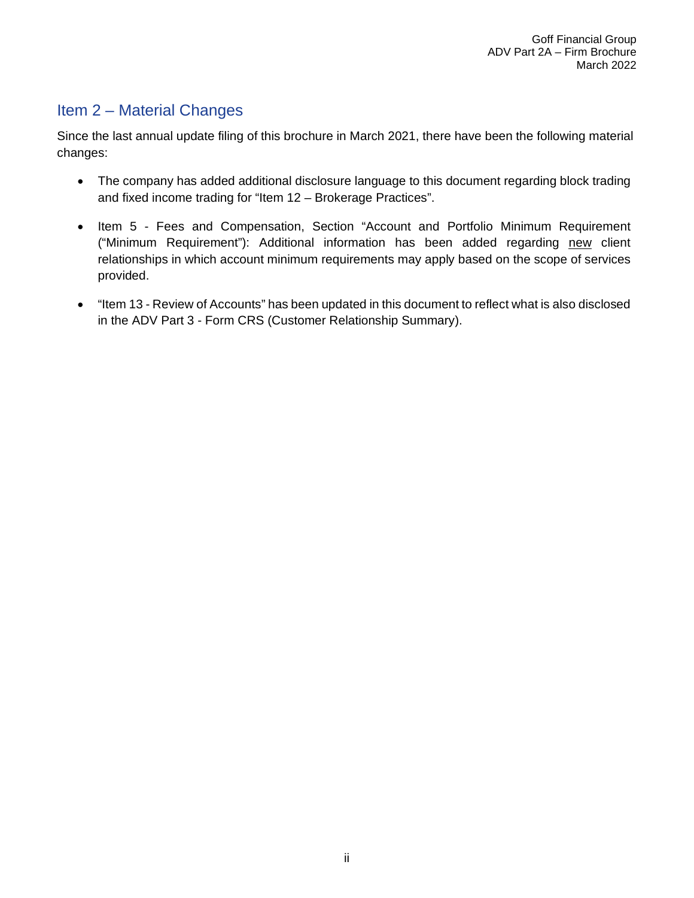## Item 2 – Material Changes

Since the last annual update filing of this brochure in March 2021, there have been the following material changes:

- The company has added additional disclosure language to this document regarding block trading and fixed income trading for "Item 12 – Brokerage Practices".
- Item 5 - Fees and Compensation, Section "Account and Portfolio Minimum Requirement ("Minimum Requirement"): Additional information has been added regarding new client relationships in which account minimum requirements may apply based on the scope of services provided.
- "Item 13 - Review of Accounts" has been updated in this document to reflect what is also disclosed in the ADV Part 3 - Form CRS (Customer Relationship Summary).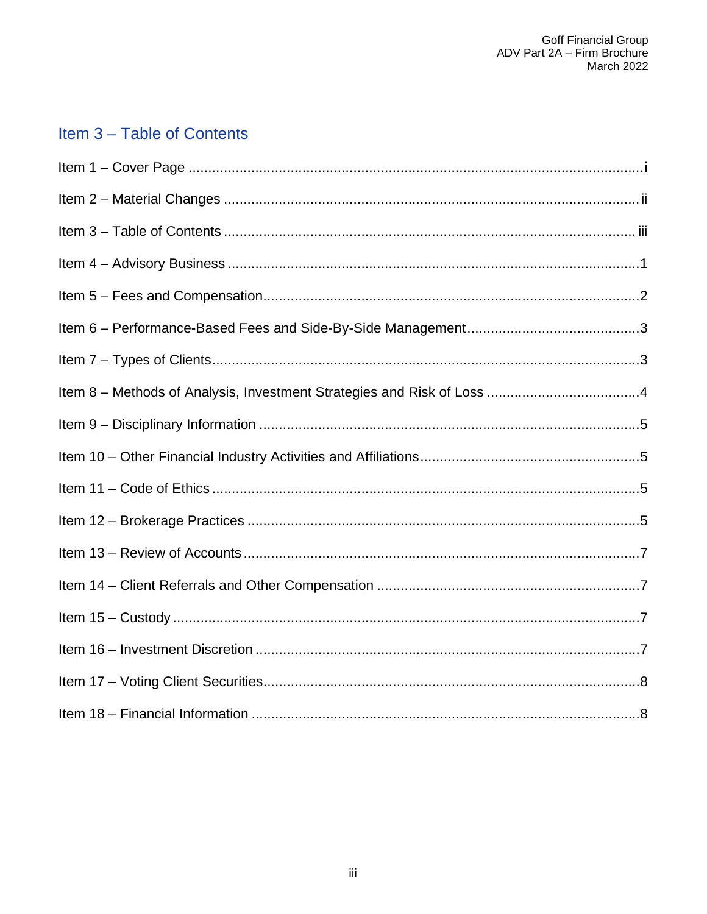## Item 3 – Table of Contents

| Item | Page |
|---|---|
| Item 1 – Cover Page | i |
| Item 2 – Material Changes | ii |
| Item 3 – Table of Contents | iii |
| Item 4 – Advisory Business | 1 |
| Item 5 – Fees and Compensation | 2 |
| Item 6 – Performance-Based Fees and Side-By-Side Management | 3 |
| Item 7 – Types of Clients | 3 |
| Item 8 – Methods of Analysis, Investment Strategies and Risk of Loss | 4 |
| Item 9 – Disciplinary Information | 5 |
| Item 10 – Other Financial Industry Activities and Affiliations | 5 |
| Item 11 – Code of Ethics | 5 |
| Item 12 – Brokerage Practices | 5 |
| Item 13 – Review of Accounts | 7 |
| Item 14 – Client Referrals and Other Compensation | 7 |
| Item 15 – Custody | 7 |
| Item 16 – Investment Discretion | 7 |
| Item 17 – Voting Client Securities | 8 |
| Item 18 – Financial Information | 8 |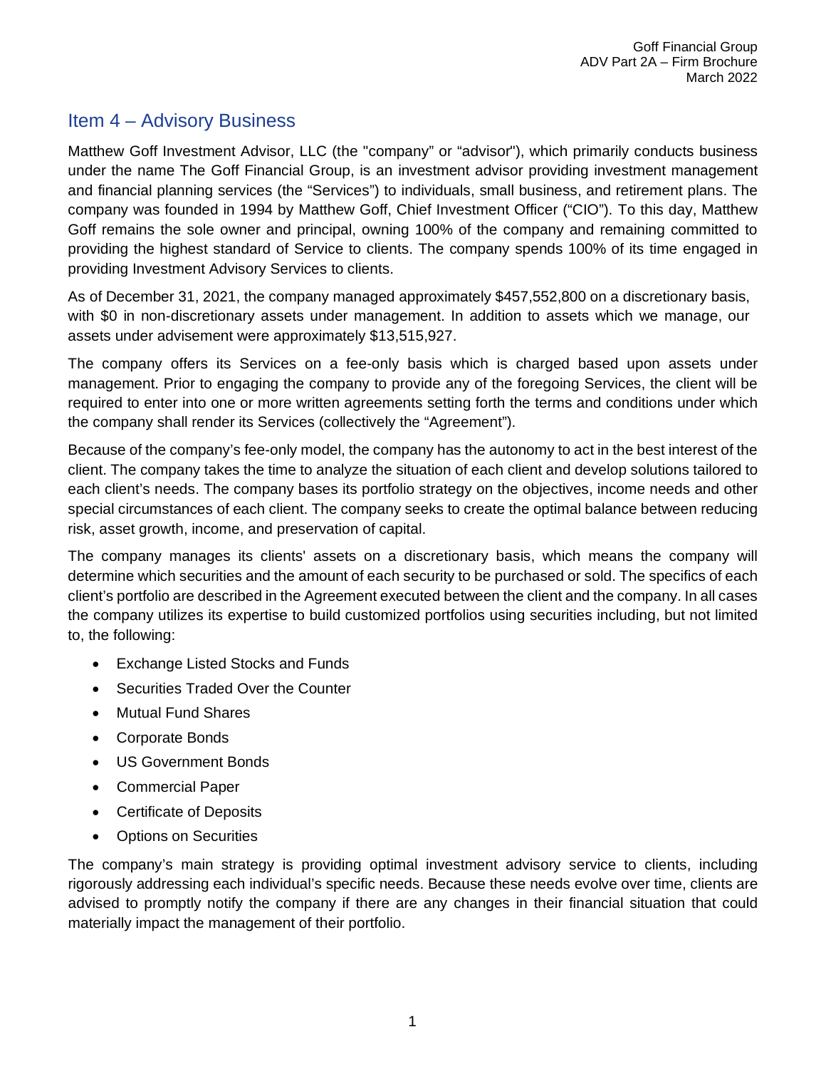## Item 4 – Advisory Business

Matthew Goff Investment Advisor, LLC (the "company" or "advisor"), which primarily conducts business under the name The Goff Financial Group, is an investment advisor providing investment management and financial planning services (the "Services") to individuals, small business, and retirement plans. The company was founded in 1994 by Matthew Goff, Chief Investment Officer ("CIO"). To this day, Matthew Goff remains the sole owner and principal, owning 100% of the company and remaining committed to providing the highest standard of Service to clients. The company spends 100% of its time engaged in providing Investment Advisory Services to clients.

As of December 31, 2021, the company managed approximately $457,552,800 on a discretionary basis, with $0 in non-discretionary assets under management. In addition to assets which we manage, our assets under advisement were approximately $13,515,927.

The company offers its Services on a fee-only basis which is charged based upon assets under management. Prior to engaging the company to provide any of the foregoing Services, the client will be required to enter into one or more written agreements setting forth the terms and conditions under which the company shall render its Services (collectively the "Agreement").

Because of the company's fee-only model, the company has the autonomy to act in the best interest of the client. The company takes the time to analyze the situation of each client and develop solutions tailored to each client's needs. The company bases its portfolio strategy on the objectives, income needs and other special circumstances of each client. The company seeks to create the optimal balance between reducing risk, asset growth, income, and preservation of capital.

The company manages its clients' assets on a discretionary basis, which means the company will determine which securities and the amount of each security to be purchased or sold. The specifics of each client's portfolio are described in the Agreement executed between the client and the company. In all cases the company utilizes its expertise to build customized portfolios using securities including, but not limited to, the following:

- Exchange Listed Stocks and Funds
- Securities Traded Over the Counter
- Mutual Fund Shares
- Corporate Bonds
- US Government Bonds
- Commercial Paper
- Certificate of Deposits
- Options on Securities

The company's main strategy is providing optimal investment advisory service to clients, including rigorously addressing each individual's specific needs. Because these needs evolve over time, clients are advised to promptly notify the company if there are any changes in their financial situation that could materially impact the management of their portfolio.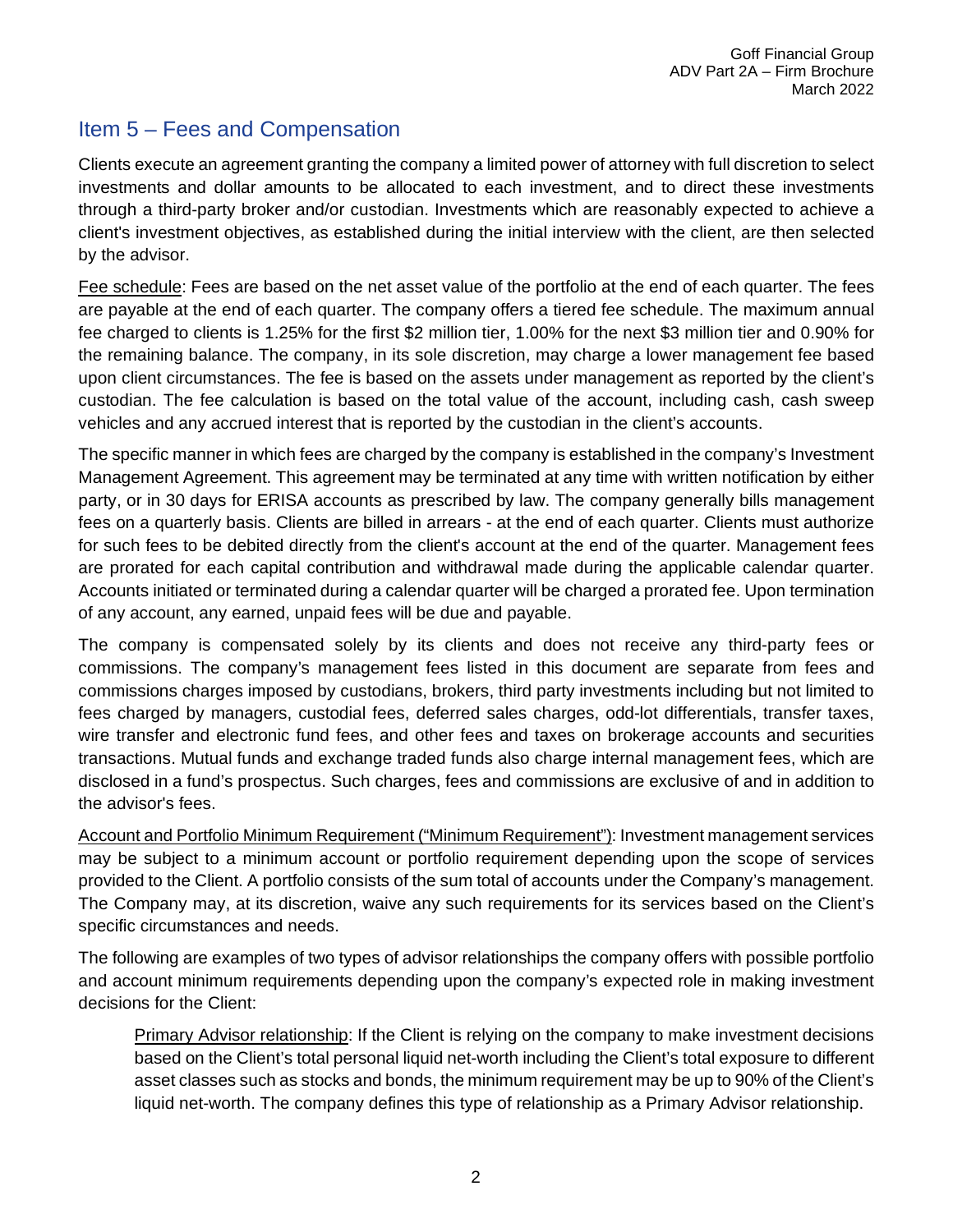## Item 5 – Fees and Compensation

Clients execute an agreement granting the company a limited power of attorney with full discretion to select investments and dollar amounts to be allocated to each investment, and to direct these investments through a third-party broker and/or custodian. Investments which are reasonably expected to achieve a client's investment objectives, as established during the initial interview with the client, are then selected by the advisor.

Fee schedule: Fees are based on the net asset value of the portfolio at the end of each quarter. The fees are payable at the end of each quarter. The company offers a tiered fee schedule. The maximum annual fee charged to clients is 1.25% for the first $2 million tier, 1.00% for the next $3 million tier and 0.90% for the remaining balance. The company, in its sole discretion, may charge a lower management fee based upon client circumstances. The fee is based on the assets under management as reported by the client's custodian. The fee calculation is based on the total value of the account, including cash, cash sweep vehicles and any accrued interest that is reported by the custodian in the client's accounts.

The specific manner in which fees are charged by the company is established in the company's Investment Management Agreement. This agreement may be terminated at any time with written notification by either party, or in 30 days for ERISA accounts as prescribed by law. The company generally bills management fees on a quarterly basis. Clients are billed in arrears - at the end of each quarter. Clients must authorize for such fees to be debited directly from the client's account at the end of the quarter. Management fees are prorated for each capital contribution and withdrawal made during the applicable calendar quarter. Accounts initiated or terminated during a calendar quarter will be charged a prorated fee. Upon termination of any account, any earned, unpaid fees will be due and payable.

The company is compensated solely by its clients and does not receive any third-party fees or commissions. The company's management fees listed in this document are separate from fees and commissions charges imposed by custodians, brokers, third party investments including but not limited to fees charged by managers, custodial fees, deferred sales charges, odd-lot differentials, transfer taxes, wire transfer and electronic fund fees, and other fees and taxes on brokerage accounts and securities transactions. Mutual funds and exchange traded funds also charge internal management fees, which are disclosed in a fund's prospectus. Such charges, fees and commissions are exclusive of and in addition to the advisor's fees.

Account and Portfolio Minimum Requirement ("Minimum Requirement"): Investment management services may be subject to a minimum account or portfolio requirement depending upon the scope of services provided to the Client. A portfolio consists of the sum total of accounts under the Company's management. The Company may, at its discretion, waive any such requirements for its services based on the Client's specific circumstances and needs.

The following are examples of two types of advisor relationships the company offers with possible portfolio and account minimum requirements depending upon the company's expected role in making investment decisions for the Client:

> Primary Advisor relationship: If the Client is relying on the company to make investment decisions based on the Client's total personal liquid net-worth including the Client's total exposure to different asset classes such as stocks and bonds, the minimum requirement may be up to 90% of the Client's liquid net-worth. The company defines this type of relationship as a Primary Advisor relationship.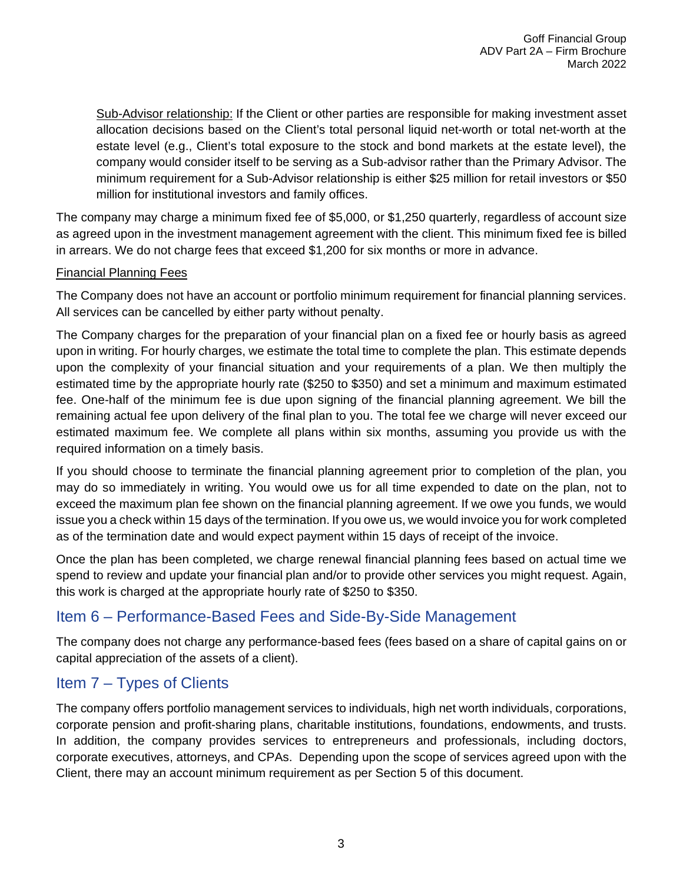<u>Sub-Advisor relationship:</u> If the Client or other parties are responsible for making investment asset allocation decisions based on the Client's total personal liquid net-worth or total net-worth at the estate level (e.g., Client's total exposure to the stock and bond markets at the estate level), the company would consider itself to be serving as a Sub-advisor rather than the Primary Advisor. The minimum requirement for a Sub-Advisor relationship is either $25 million for retail investors or $50 million for institutional investors and family offices.

The company may charge a minimum fixed fee of $5,000, or $1,250 quarterly, regardless of account size as agreed upon in the investment management agreement with the client. This minimum fixed fee is billed in arrears. We do not charge fees that exceed $1,200 for six months or more in advance.

<u>Financial Planning Fees</u>

The Company does not have an account or portfolio minimum requirement for financial planning services. All services can be cancelled by either party without penalty.

The Company charges for the preparation of your financial plan on a fixed fee or hourly basis as agreed upon in writing. For hourly charges, we estimate the total time to complete the plan. This estimate depends upon the complexity of your financial situation and your requirements of a plan. We then multiply the estimated time by the appropriate hourly rate ($250 to $350) and set a minimum and maximum estimated fee. One-half of the minimum fee is due upon signing of the financial planning agreement. We bill the remaining actual fee upon delivery of the final plan to you. The total fee we charge will never exceed our estimated maximum fee. We complete all plans within six months, assuming you provide us with the required information on a timely basis.

If you should choose to terminate the financial planning agreement prior to completion of the plan, you may do so immediately in writing. You would owe us for all time expended to date on the plan, not to exceed the maximum plan fee shown on the financial planning agreement. If we owe you funds, we would issue you a check within 15 days of the termination. If you owe us, we would invoice you for work completed as of the termination date and would expect payment within 15 days of receipt of the invoice.

Once the plan has been completed, we charge renewal financial planning fees based on actual time we spend to review and update your financial plan and/or to provide other services you might request. Again, this work is charged at the appropriate hourly rate of $250 to $350.

## Item 6 – Performance-Based Fees and Side-By-Side Management

The company does not charge any performance-based fees (fees based on a share of capital gains on or capital appreciation of the assets of a client).

## Item 7 – Types of Clients

The company offers portfolio management services to individuals, high net worth individuals, corporations, corporate pension and profit-sharing plans, charitable institutions, foundations, endowments, and trusts. In addition, the company provides services to entrepreneurs and professionals, including doctors, corporate executives, attorneys, and CPAs. Depending upon the scope of services agreed upon with the Client, there may an account minimum requirement as per Section 5 of this document.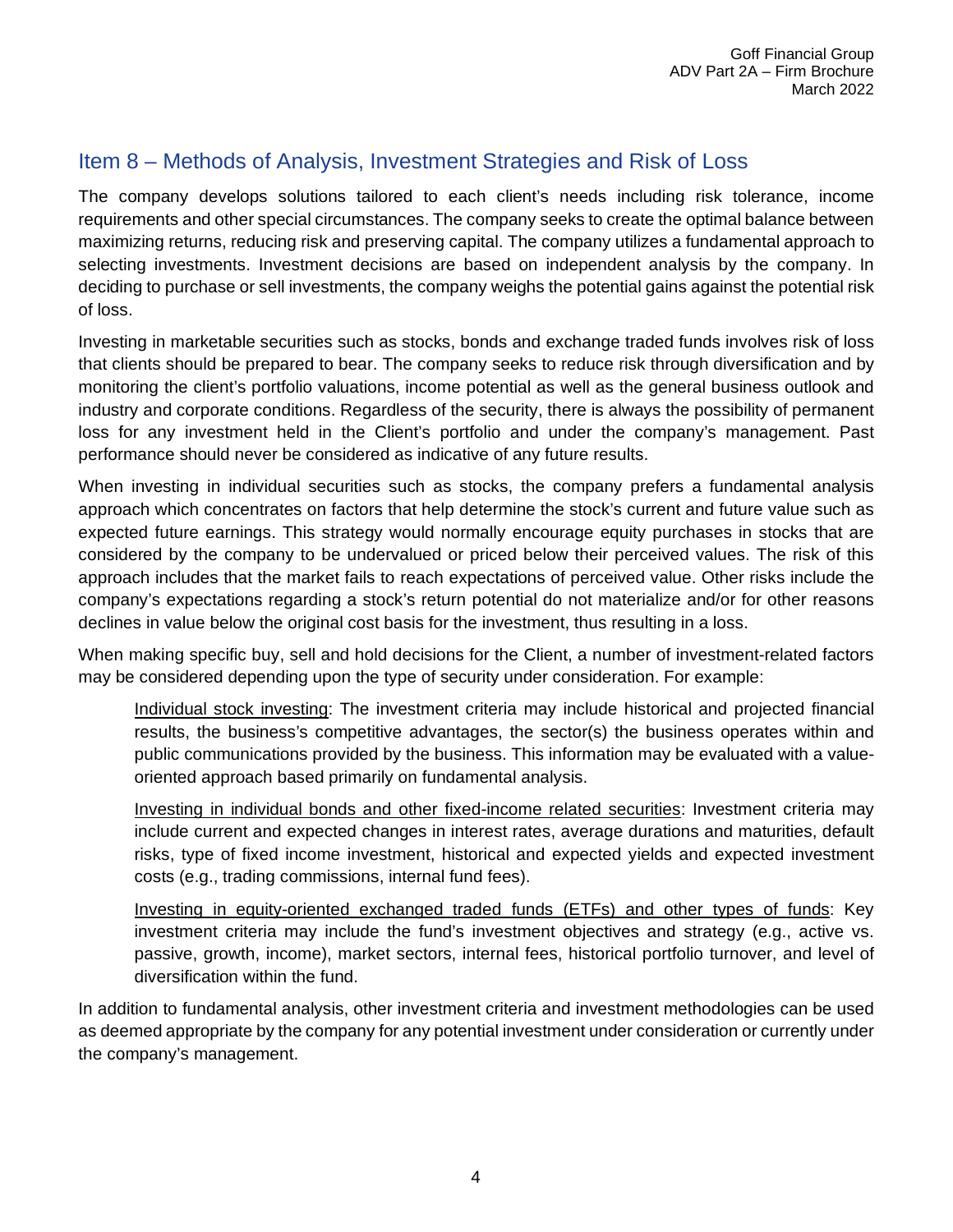## Item 8 – Methods of Analysis, Investment Strategies and Risk of Loss

The company develops solutions tailored to each client's needs including risk tolerance, income requirements and other special circumstances. The company seeks to create the optimal balance between maximizing returns, reducing risk and preserving capital. The company utilizes a fundamental approach to selecting investments. Investment decisions are based on independent analysis by the company. In deciding to purchase or sell investments, the company weighs the potential gains against the potential risk of loss.

Investing in marketable securities such as stocks, bonds and exchange traded funds involves risk of loss that clients should be prepared to bear. The company seeks to reduce risk through diversification and by monitoring the client's portfolio valuations, income potential as well as the general business outlook and industry and corporate conditions. Regardless of the security, there is always the possibility of permanent loss for any investment held in the Client's portfolio and under the company's management. Past performance should never be considered as indicative of any future results.

When investing in individual securities such as stocks, the company prefers a fundamental analysis approach which concentrates on factors that help determine the stock's current and future value such as expected future earnings. This strategy would normally encourage equity purchases in stocks that are considered by the company to be undervalued or priced below their perceived values. The risk of this approach includes that the market fails to reach expectations of perceived value. Other risks include the company's expectations regarding a stock's return potential do not materialize and/or for other reasons declines in value below the original cost basis for the investment, thus resulting in a loss.

When making specific buy, sell and hold decisions for the Client, a number of investment-related factors may be considered depending upon the type of security under consideration. For example:

<u>Individual stock investing</u>: The investment criteria may include historical and projected financial results, the business's competitive advantages, the sector(s) the business operates within and public communications provided by the business. This information may be evaluated with a value-oriented approach based primarily on fundamental analysis.

<u>Investing in individual bonds and other fixed-income related securities</u>: Investment criteria may include current and expected changes in interest rates, average durations and maturities, default risks, type of fixed income investment, historical and expected yields and expected investment costs (e.g., trading commissions, internal fund fees).

<u>Investing in equity-oriented exchanged traded funds (ETFs) and other types of funds</u>: Key investment criteria may include the fund's investment objectives and strategy (e.g., active vs. passive, growth, income), market sectors, internal fees, historical portfolio turnover, and level of diversification within the fund.

In addition to fundamental analysis, other investment criteria and investment methodologies can be used as deemed appropriate by the company for any potential investment under consideration or currently under the company's management.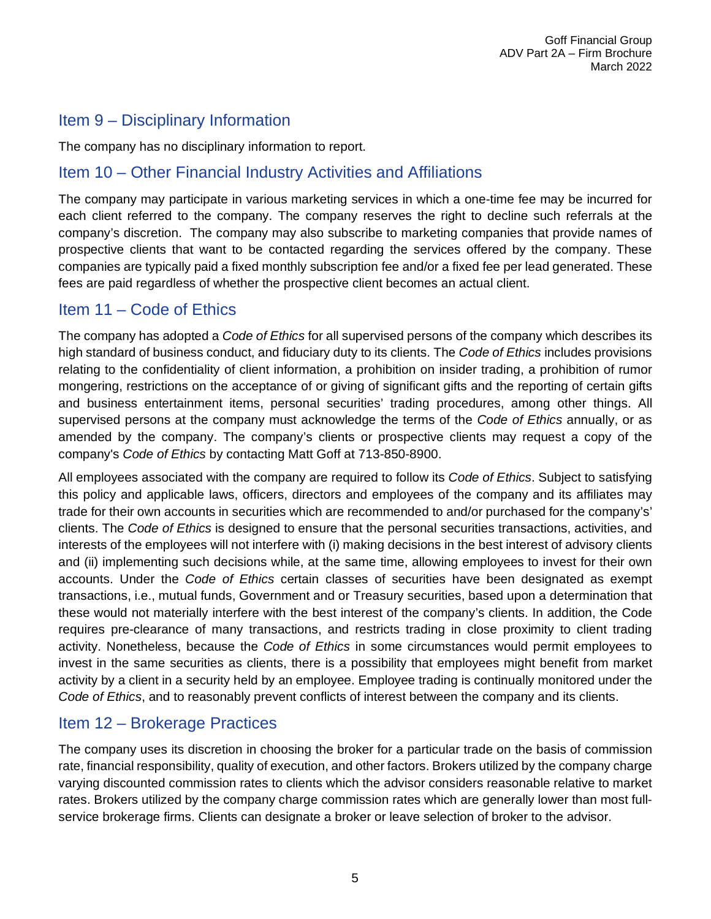## Item 9 – Disciplinary Information

The company has no disciplinary information to report.

## Item 10 – Other Financial Industry Activities and Affiliations

The company may participate in various marketing services in which a one-time fee may be incurred for each client referred to the company. The company reserves the right to decline such referrals at the company's discretion. The company may also subscribe to marketing companies that provide names of prospective clients that want to be contacted regarding the services offered by the company. These companies are typically paid a fixed monthly subscription fee and/or a fixed fee per lead generated. These fees are paid regardless of whether the prospective client becomes an actual client.

## Item 11 – Code of Ethics

The company has adopted a *Code of Ethics* for all supervised persons of the company which describes its high standard of business conduct, and fiduciary duty to its clients. The *Code of Ethics* includes provisions relating to the confidentiality of client information, a prohibition on insider trading, a prohibition of rumor mongering, restrictions on the acceptance of or giving of significant gifts and the reporting of certain gifts and business entertainment items, personal securities' trading procedures, among other things. All supervised persons at the company must acknowledge the terms of the *Code of Ethics* annually, or as amended by the company. The company's clients or prospective clients may request a copy of the company's *Code of Ethics* by contacting Matt Goff at 713-850-8900.

All employees associated with the company are required to follow its *Code of Ethics*. Subject to satisfying this policy and applicable laws, officers, directors and employees of the company and its affiliates may trade for their own accounts in securities which are recommended to and/or purchased for the company's' clients. The *Code of Ethics* is designed to ensure that the personal securities transactions, activities, and interests of the employees will not interfere with (i) making decisions in the best interest of advisory clients and (ii) implementing such decisions while, at the same time, allowing employees to invest for their own accounts. Under the *Code of Ethics* certain classes of securities have been designated as exempt transactions, i.e., mutual funds, Government and or Treasury securities, based upon a determination that these would not materially interfere with the best interest of the company's clients. In addition, the Code requires pre-clearance of many transactions, and restricts trading in close proximity to client trading activity. Nonetheless, because the *Code of Ethics* in some circumstances would permit employees to invest in the same securities as clients, there is a possibility that employees might benefit from market activity by a client in a security held by an employee. Employee trading is continually monitored under the *Code of Ethics*, and to reasonably prevent conflicts of interest between the company and its clients.

## Item 12 – Brokerage Practices

The company uses its discretion in choosing the broker for a particular trade on the basis of commission rate, financial responsibility, quality of execution, and other factors. Brokers utilized by the company charge varying discounted commission rates to clients which the advisor considers reasonable relative to market rates. Brokers utilized by the company charge commission rates which are generally lower than most full-service brokerage firms. Clients can designate a broker or leave selection of broker to the advisor.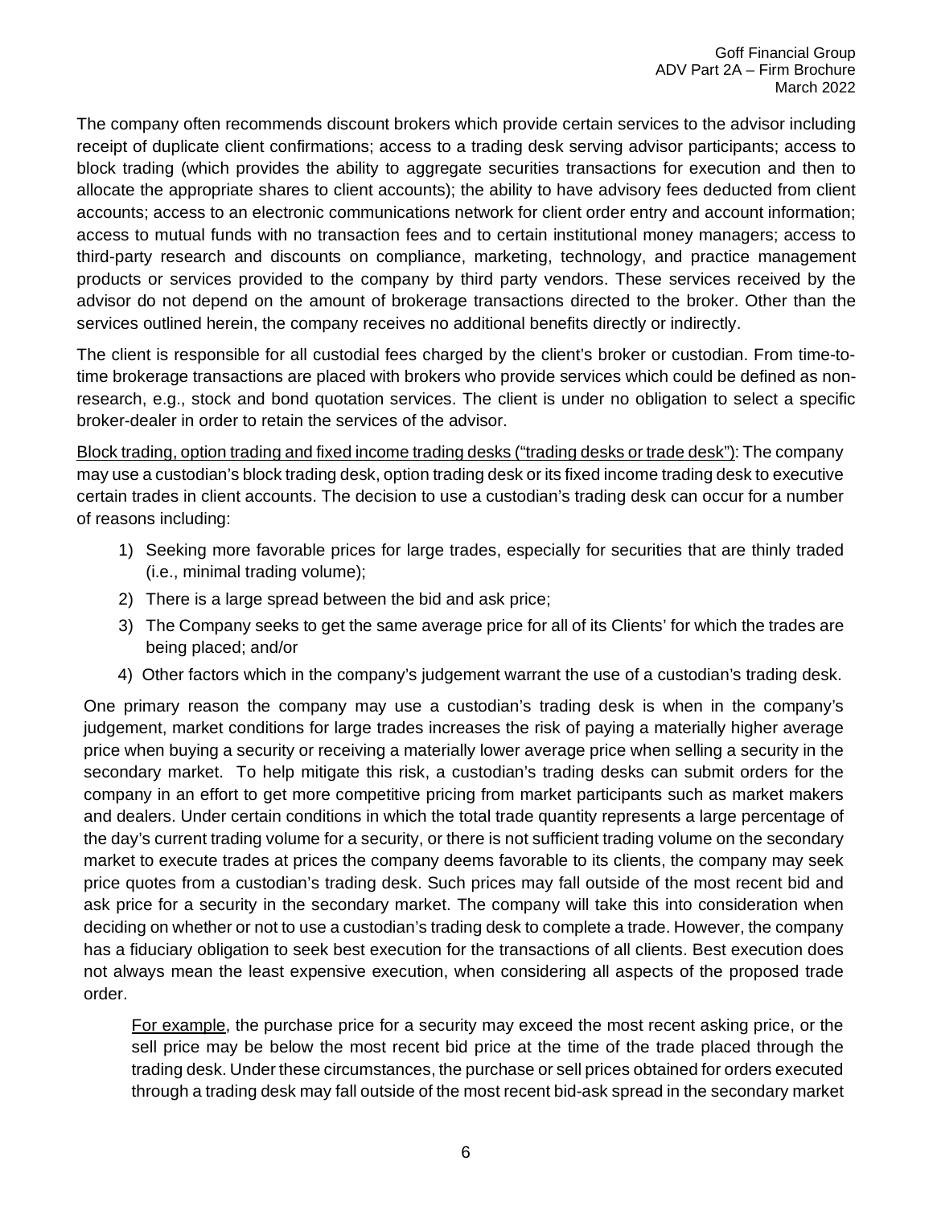The company often recommends discount brokers which provide certain services to the advisor including receipt of duplicate client confirmations; access to a trading desk serving advisor participants; access to block trading (which provides the ability to aggregate securities transactions for execution and then to allocate the appropriate shares to client accounts); the ability to have advisory fees deducted from client accounts; access to an electronic communications network for client order entry and account information; access to mutual funds with no transaction fees and to certain institutional money managers; access to third-party research and discounts on compliance, marketing, technology, and practice management products or services provided to the company by third party vendors. These services received by the advisor do not depend on the amount of brokerage transactions directed to the broker. Other than the services outlined herein, the company receives no additional benefits directly or indirectly.

The client is responsible for all custodial fees charged by the client's broker or custodian. From time-to-time brokerage transactions are placed with brokers who provide services which could be defined as non-research, e.g., stock and bond quotation services. The client is under no obligation to select a specific broker-dealer in order to retain the services of the advisor.

Block trading, option trading and fixed income trading desks ("trading desks or trade desk"): The company may use a custodian's block trading desk, option trading desk or its fixed income trading desk to executive certain trades in client accounts. The decision to use a custodian's trading desk can occur for a number of reasons including:

1) Seeking more favorable prices for large trades, especially for securities that are thinly traded (i.e., minimal trading volume);
2) There is a large spread between the bid and ask price;
3) The Company seeks to get the same average price for all of its Clients' for which the trades are being placed; and/or
4) Other factors which in the company's judgement warrant the use of a custodian's trading desk.

One primary reason the company may use a custodian's trading desk is when in the company's judgement, market conditions for large trades increases the risk of paying a materially higher average price when buying a security or receiving a materially lower average price when selling a security in the secondary market. To help mitigate this risk, a custodian's trading desks can submit orders for the company in an effort to get more competitive pricing from market participants such as market makers and dealers. Under certain conditions in which the total trade quantity represents a large percentage of the day's current trading volume for a security, or there is not sufficient trading volume on the secondary market to execute trades at prices the company deems favorable to its clients, the company may seek price quotes from a custodian's trading desk. Such prices may fall outside of the most recent bid and ask price for a security in the secondary market. The company will take this into consideration when deciding on whether or not to use a custodian's trading desk to complete a trade. However, the company has a fiduciary obligation to seek best execution for the transactions of all clients. Best execution does not always mean the least expensive execution, when considering all aspects of the proposed trade order.

For example, the purchase price for a security may exceed the most recent asking price, or the sell price may be below the most recent bid price at the time of the trade placed through the trading desk. Under these circumstances, the purchase or sell prices obtained for orders executed through a trading desk may fall outside of the most recent bid-ask spread in the secondary market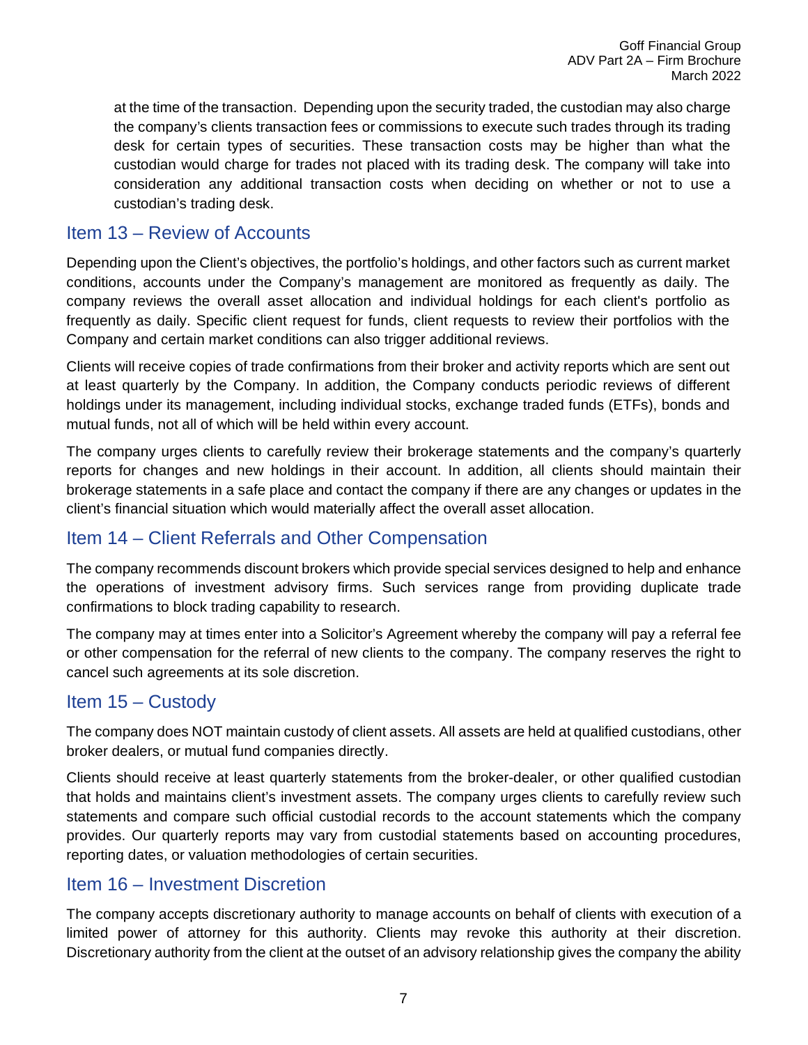at the time of the transaction. Depending upon the security traded, the custodian may also charge the company's clients transaction fees or commissions to execute such trades through its trading desk for certain types of securities. These transaction costs may be higher than what the custodian would charge for trades not placed with its trading desk. The company will take into consideration any additional transaction costs when deciding on whether or not to use a custodian's trading desk.

## Item 13 – Review of Accounts

Depending upon the Client's objectives, the portfolio's holdings, and other factors such as current market conditions, accounts under the Company's management are monitored as frequently as daily. The company reviews the overall asset allocation and individual holdings for each client's portfolio as frequently as daily. Specific client request for funds, client requests to review their portfolios with the Company and certain market conditions can also trigger additional reviews.

Clients will receive copies of trade confirmations from their broker and activity reports which are sent out at least quarterly by the Company. In addition, the Company conducts periodic reviews of different holdings under its management, including individual stocks, exchange traded funds (ETFs), bonds and mutual funds, not all of which will be held within every account.

The company urges clients to carefully review their brokerage statements and the company's quarterly reports for changes and new holdings in their account. In addition, all clients should maintain their brokerage statements in a safe place and contact the company if there are any changes or updates in the client's financial situation which would materially affect the overall asset allocation.

## Item 14 – Client Referrals and Other Compensation

The company recommends discount brokers which provide special services designed to help and enhance the operations of investment advisory firms. Such services range from providing duplicate trade confirmations to block trading capability to research.

The company may at times enter into a Solicitor's Agreement whereby the company will pay a referral fee or other compensation for the referral of new clients to the company. The company reserves the right to cancel such agreements at its sole discretion.

## Item 15 – Custody

The company does NOT maintain custody of client assets. All assets are held at qualified custodians, other broker dealers, or mutual fund companies directly.

Clients should receive at least quarterly statements from the broker-dealer, or other qualified custodian that holds and maintains client's investment assets. The company urges clients to carefully review such statements and compare such official custodial records to the account statements which the company provides. Our quarterly reports may vary from custodial statements based on accounting procedures, reporting dates, or valuation methodologies of certain securities.

## Item 16 – Investment Discretion

The company accepts discretionary authority to manage accounts on behalf of clients with execution of a limited power of attorney for this authority. Clients may revoke this authority at their discretion. Discretionary authority from the client at the outset of an advisory relationship gives the company the ability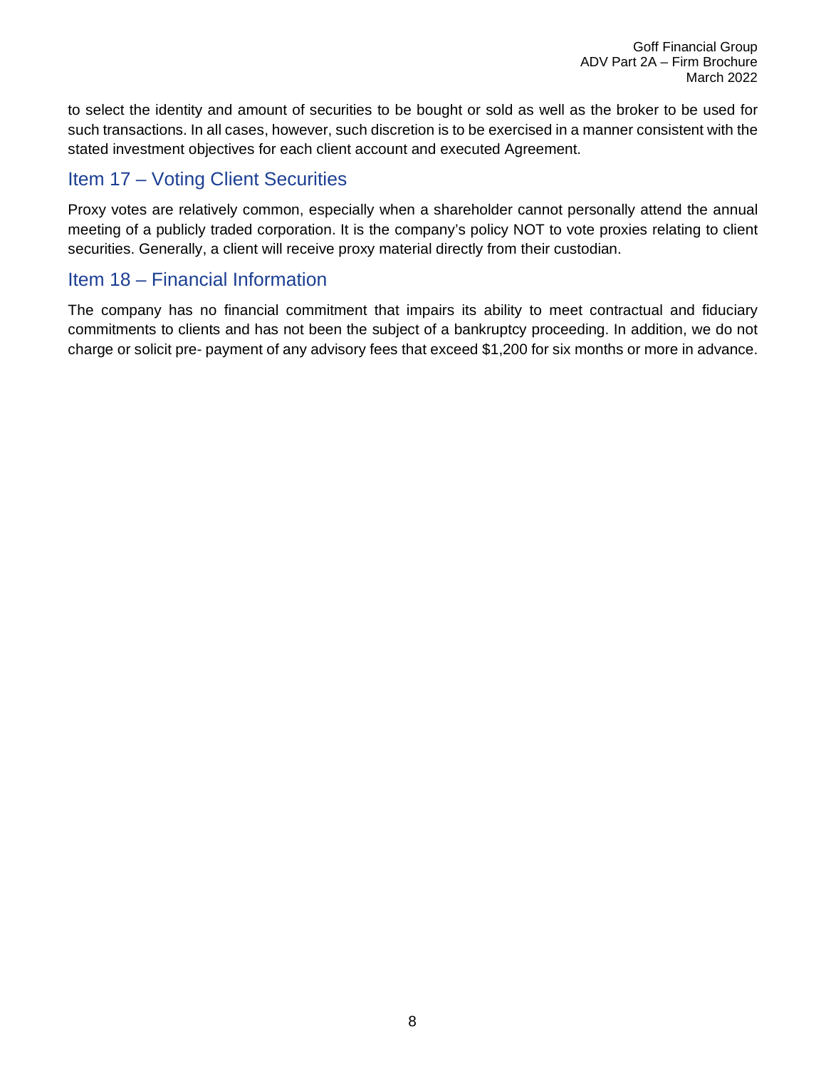to select the identity and amount of securities to be bought or sold as well as the broker to be used for such transactions. In all cases, however, such discretion is to be exercised in a manner consistent with the stated investment objectives for each client account and executed Agreement.

## Item 17 – Voting Client Securities

Proxy votes are relatively common, especially when a shareholder cannot personally attend the annual meeting of a publicly traded corporation. It is the company's policy NOT to vote proxies relating to client securities. Generally, a client will receive proxy material directly from their custodian.

## Item 18 – Financial Information

The company has no financial commitment that impairs its ability to meet contractual and fiduciary commitments to clients and has not been the subject of a bankruptcy proceeding. In addition, we do not charge or solicit pre- payment of any advisory fees that exceed $1,200 for six months or more in advance.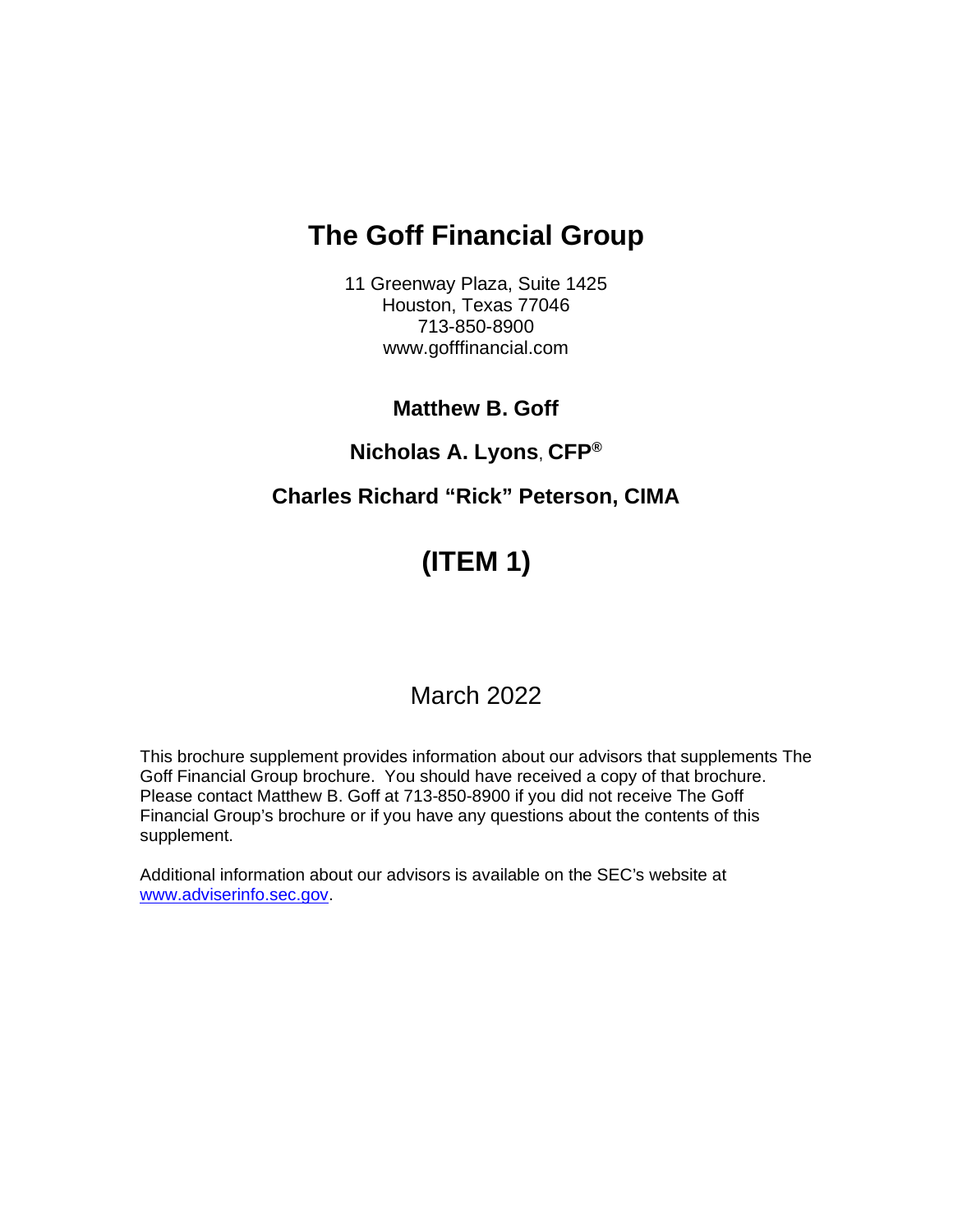# The Goff Financial Group

11 Greenway Plaza, Suite 1425
Houston, Texas 77046
713-850-8900
www.gofffinancial.com

**Matthew B. Goff**

**Nicholas A. Lyons, CFP®**

**Charles Richard "Rick" Peterson, CIMA**

# (ITEM 1)

March 2022

This brochure supplement provides information about our advisors that supplements The Goff Financial Group brochure. You should have received a copy of that brochure. Please contact Matthew B. Goff at 713-850-8900 if you did not receive The Goff Financial Group's brochure or if you have any questions about the contents of this supplement.

Additional information about our advisors is available on the SEC's website at www.adviserinfo.sec.gov.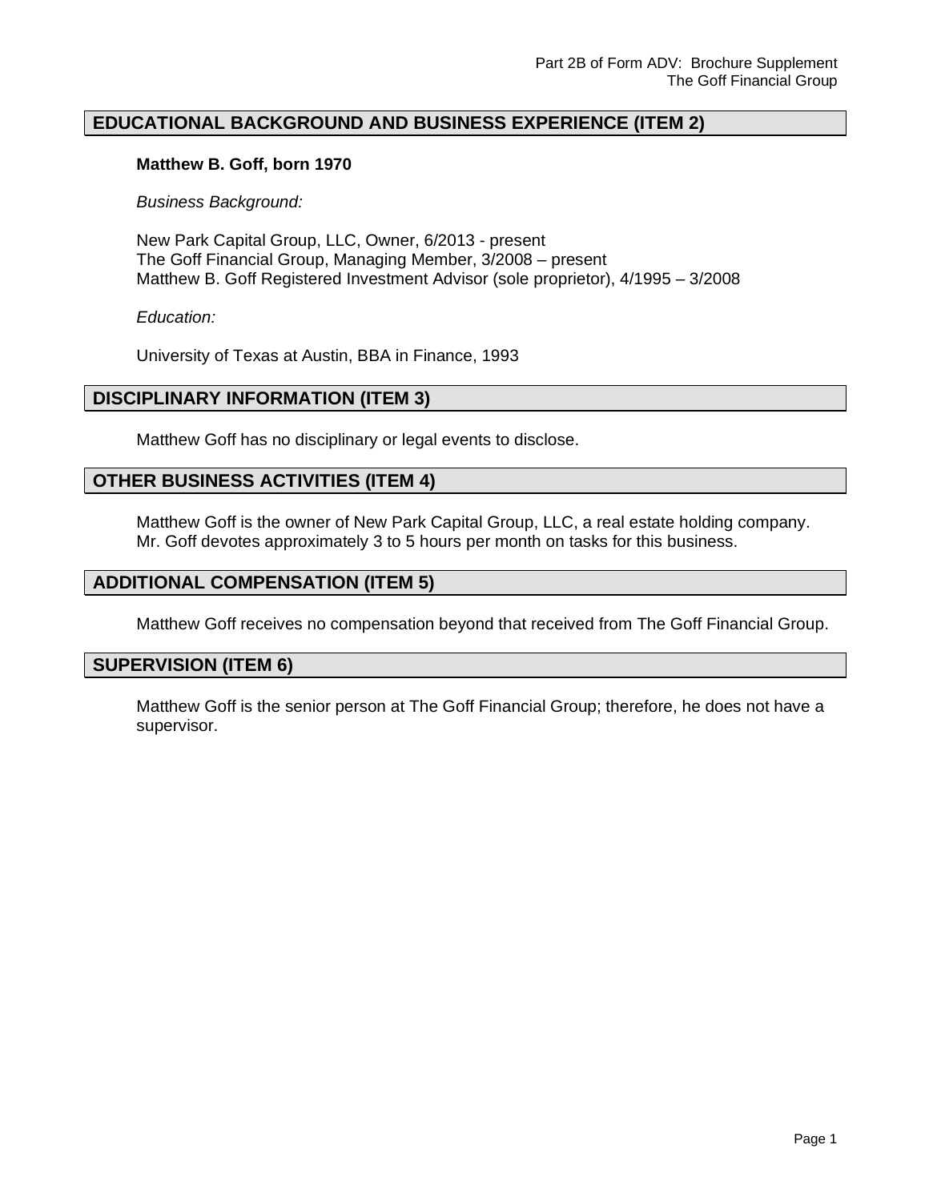## EDUCATIONAL BACKGROUND AND BUSINESS EXPERIENCE (ITEM 2)

**Matthew B. Goff, born 1970**

*Business Background:*

New Park Capital Group, LLC, Owner, 6/2013 - present
The Goff Financial Group, Managing Member, 3/2008 – present
Matthew B. Goff Registered Investment Advisor (sole proprietor), 4/1995 – 3/2008

*Education:*

University of Texas at Austin, BBA in Finance, 1993

## DISCIPLINARY INFORMATION (ITEM 3)

Matthew Goff has no disciplinary or legal events to disclose.

## OTHER BUSINESS ACTIVITIES (ITEM 4)

Matthew Goff is the owner of New Park Capital Group, LLC, a real estate holding company. Mr. Goff devotes approximately 3 to 5 hours per month on tasks for this business.

## ADDITIONAL COMPENSATION (ITEM 5)

Matthew Goff receives no compensation beyond that received from The Goff Financial Group.

## SUPERVISION (ITEM 6)

Matthew Goff is the senior person at The Goff Financial Group; therefore, he does not have a supervisor.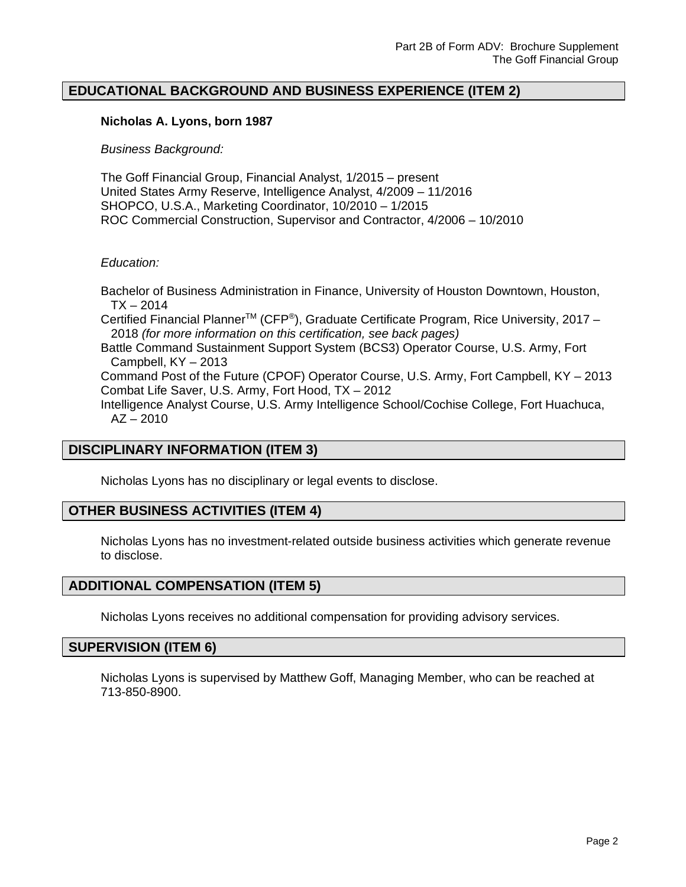## EDUCATIONAL BACKGROUND AND BUSINESS EXPERIENCE (ITEM 2)

**Nicholas A. Lyons, born 1987**

*Business Background:*

The Goff Financial Group, Financial Analyst, 1/2015 – present
United States Army Reserve, Intelligence Analyst, 4/2009 – 11/2016
SHOPCO, U.S.A., Marketing Coordinator, 10/2010 – 1/2015
ROC Commercial Construction, Supervisor and Contractor, 4/2006 – 10/2010

*Education:*

Bachelor of Business Administration in Finance, University of Houston Downtown, Houston, TX – 2014
Certified Financial Planner™ (CFP®), Graduate Certificate Program, Rice University, 2017 – 2018 *(for more information on this certification, see back pages)*
Battle Command Sustainment Support System (BCS3) Operator Course, U.S. Army, Fort Campbell, KY – 2013
Command Post of the Future (CPOF) Operator Course, U.S. Army, Fort Campbell, KY – 2013
Combat Life Saver, U.S. Army, Fort Hood, TX – 2012
Intelligence Analyst Course, U.S. Army Intelligence School/Cochise College, Fort Huachuca, AZ – 2010

## DISCIPLINARY INFORMATION (ITEM 3)

Nicholas Lyons has no disciplinary or legal events to disclose.

## OTHER BUSINESS ACTIVITIES (ITEM 4)

Nicholas Lyons has no investment-related outside business activities which generate revenue to disclose.

## ADDITIONAL COMPENSATION (ITEM 5)

Nicholas Lyons receives no additional compensation for providing advisory services.

## SUPERVISION (ITEM 6)

Nicholas Lyons is supervised by Matthew Goff, Managing Member, who can be reached at 713-850-8900.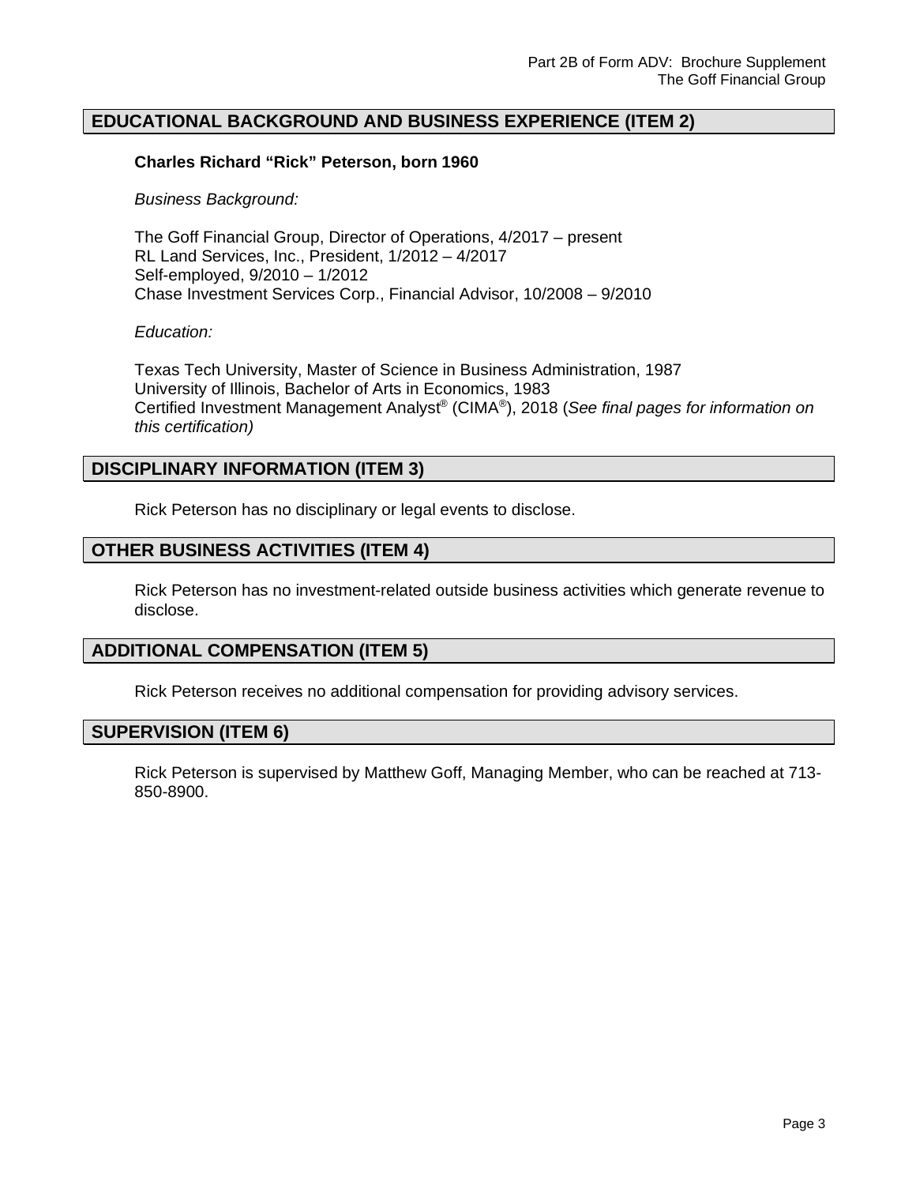## EDUCATIONAL BACKGROUND AND BUSINESS EXPERIENCE (ITEM 2)

**Charles Richard "Rick" Peterson, born 1960**

*Business Background:*

The Goff Financial Group, Director of Operations, 4/2017 – present
RL Land Services, Inc., President, 1/2012 – 4/2017
Self-employed, 9/2010 – 1/2012
Chase Investment Services Corp., Financial Advisor, 10/2008 – 9/2010

*Education:*

Texas Tech University, Master of Science in Business Administration, 1987
University of Illinois, Bachelor of Arts in Economics, 1983
Certified Investment Management Analyst® (CIMA®), 2018 (*See final pages for information on this certification)*

## DISCIPLINARY INFORMATION (ITEM 3)

Rick Peterson has no disciplinary or legal events to disclose.

## OTHER BUSINESS ACTIVITIES (ITEM 4)

Rick Peterson has no investment-related outside business activities which generate revenue to disclose.

## ADDITIONAL COMPENSATION (ITEM 5)

Rick Peterson receives no additional compensation for providing advisory services.

## SUPERVISION (ITEM 6)

Rick Peterson is supervised by Matthew Goff, Managing Member, who can be reached at 713-850-8900.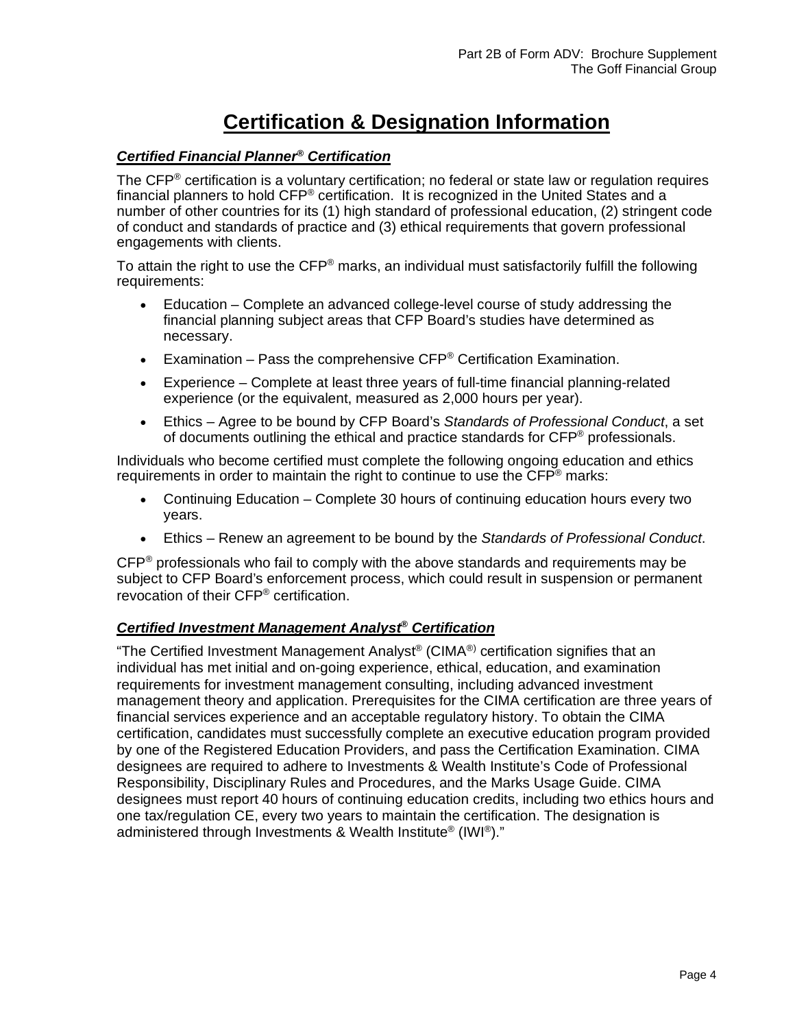# Certification & Designation Information

***Certified Financial Planner® Certification***

The CFP® certification is a voluntary certification; no federal or state law or regulation requires financial planners to hold CFP® certification. It is recognized in the United States and a number of other countries for its (1) high standard of professional education, (2) stringent code of conduct and standards of practice and (3) ethical requirements that govern professional engagements with clients.

To attain the right to use the CFP® marks, an individual must satisfactorily fulfill the following requirements:

- Education – Complete an advanced college-level course of study addressing the financial planning subject areas that CFP Board's studies have determined as necessary.
- Examination – Pass the comprehensive CFP® Certification Examination.
- Experience – Complete at least three years of full-time financial planning-related experience (or the equivalent, measured as 2,000 hours per year).
- Ethics – Agree to be bound by CFP Board's *Standards of Professional Conduct*, a set of documents outlining the ethical and practice standards for CFP® professionals.

Individuals who become certified must complete the following ongoing education and ethics requirements in order to maintain the right to continue to use the CFP® marks:

- Continuing Education – Complete 30 hours of continuing education hours every two years.
- Ethics – Renew an agreement to be bound by the *Standards of Professional Conduct*.

CFP® professionals who fail to comply with the above standards and requirements may be subject to CFP Board's enforcement process, which could result in suspension or permanent revocation of their CFP® certification.

***Certified Investment Management Analyst® Certification***

"The Certified Investment Management Analyst® (CIMA®) certification signifies that an individual has met initial and on-going experience, ethical, education, and examination requirements for investment management consulting, including advanced investment management theory and application. Prerequisites for the CIMA certification are three years of financial services experience and an acceptable regulatory history. To obtain the CIMA certification, candidates must successfully complete an executive education program provided by one of the Registered Education Providers, and pass the Certification Examination. CIMA designees are required to adhere to Investments & Wealth Institute's Code of Professional Responsibility, Disciplinary Rules and Procedures, and the Marks Usage Guide. CIMA designees must report 40 hours of continuing education credits, including two ethics hours and one tax/regulation CE, every two years to maintain the certification. The designation is administered through Investments & Wealth Institute® (IWI®)."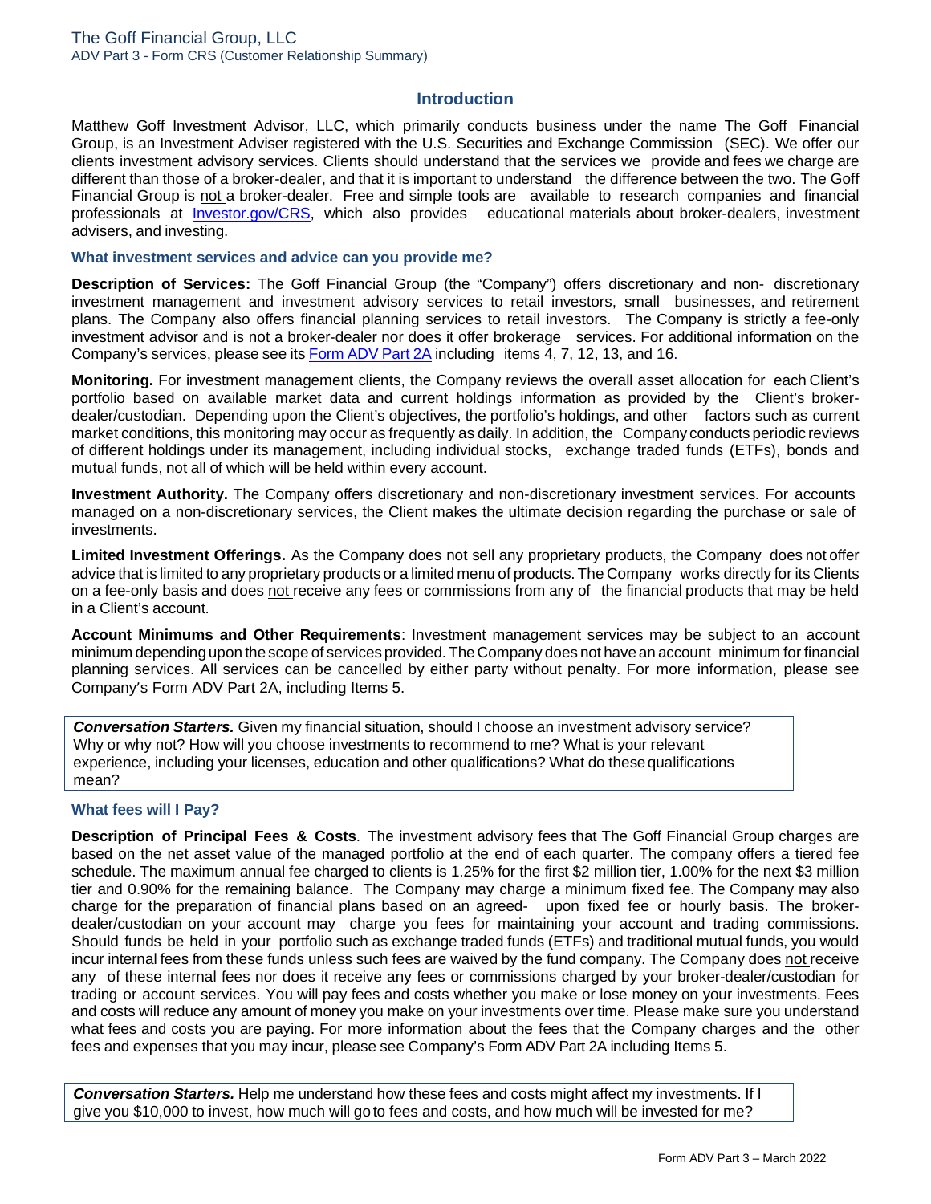## Introduction

Matthew Goff Investment Advisor, LLC, which primarily conducts business under the name The Goff Financial Group, is an Investment Adviser registered with the U.S. Securities and Exchange Commission (SEC). We offer our clients investment advisory services. Clients should understand that the services we provide and fees we charge are different than those of a broker-dealer, and that it is important to understand the difference between the two. The Goff Financial Group is not a broker-dealer. Free and simple tools are available to research companies and financial professionals at [Investor.gov/CRS](Investor.gov/CRS), which also provides educational materials about broker-dealers, investment advisers, and investing.

### What investment services and advice can you provide me?

**Description of Services:** The Goff Financial Group (the "Company") offers discretionary and non- discretionary investment management and investment advisory services to retail investors, small businesses, and retirement plans. The Company also offers financial planning services to retail investors. The Company is strictly a fee-only investment advisor and is not a broker-dealer nor does it offer brokerage services. For additional information on the Company's services, please see its [Form ADV Part 2A]() including items 4, 7, 12, 13, and 16.

**Monitoring.** For investment management clients, the Company reviews the overall asset allocation for each Client's portfolio based on available market data and current holdings information as provided by the Client's broker-dealer/custodian. Depending upon the Client's objectives, the portfolio's holdings, and other factors such as current market conditions, this monitoring may occur as frequently as daily. In addition, the Company conducts periodic reviews of different holdings under its management, including individual stocks, exchange traded funds (ETFs), bonds and mutual funds, not all of which will be held within every account.

**Investment Authority.** The Company offers discretionary and non-discretionary investment services. For accounts managed on a non-discretionary services, the Client makes the ultimate decision regarding the purchase or sale of investments.

**Limited Investment Offerings.** As the Company does not sell any proprietary products, the Company does not offer advice that is limited to any proprietary products or a limited menu of products. The Company works directly for its Clients on a fee-only basis and does not receive any fees or commissions from any of the financial products that may be held in a Client's account.

**Account Minimums and Other Requirements**: Investment management services may be subject to an account minimum depending upon the scope of services provided. The Company does not have an account minimum for financial planning services. All services can be cancelled by either party without penalty. For more information, please see Company's Form ADV Part 2A, including Items 5.

> ***Conversation Starters.*** Given my financial situation, should I choose an investment advisory service? Why or why not? How will you choose investments to recommend to me? What is your relevant experience, including your licenses, education and other qualifications? What do these qualifications mean?

### What fees will I Pay?

**Description of Principal Fees & Costs**. The investment advisory fees that The Goff Financial Group charges are based on the net asset value of the managed portfolio at the end of each quarter. The company offers a tiered fee schedule. The maximum annual fee charged to clients is 1.25% for the first $2 million tier, 1.00% for the next $3 million tier and 0.90% for the remaining balance. The Company may charge a minimum fixed fee. The Company may also charge for the preparation of financial plans based on an agreed- upon fixed fee or hourly basis. The broker-dealer/custodian on your account may charge you fees for maintaining your account and trading commissions. Should funds be held in your portfolio such as exchange traded funds (ETFs) and traditional mutual funds, you would incur internal fees from these funds unless such fees are waived by the fund company. The Company does not receive any of these internal fees nor does it receive any fees or commissions charged by your broker-dealer/custodian for trading or account services. You will pay fees and costs whether you make or lose money on your investments. Fees and costs will reduce any amount of money you make on your investments over time. Please make sure you understand what fees and costs you are paying. For more information about the fees that the Company charges and the other fees and expenses that you may incur, please see Company's Form ADV Part 2A including Items 5.

> ***Conversation Starters.*** Help me understand how these fees and costs might affect my investments. If I give you $10,000 to invest, how much will go to fees and costs, and how much will be invested for me?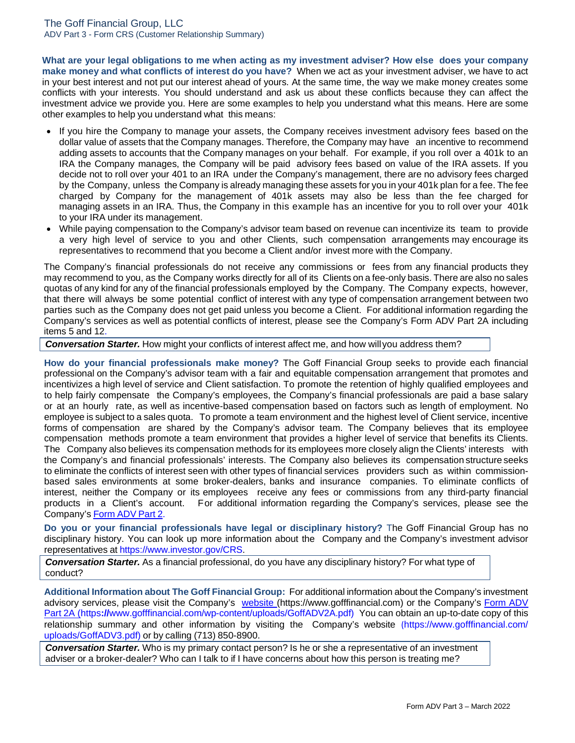**What are your legal obligations to me when acting as my investment adviser? How else does your company make money and what conflicts of interest do you have?** When we act as your investment adviser, we have to act in your best interest and not put our interest ahead of yours. At the same time, the way we make money creates some conflicts with your interests. You should understand and ask us about these conflicts because they can affect the investment advice we provide you. Here are some examples to help you understand what this means. Here are some other examples to help you understand what this means:

- If you hire the Company to manage your assets, the Company receives investment advisory fees based on the dollar value of assets that the Company manages. Therefore, the Company may have an incentive to recommend adding assets to accounts that the Company manages on your behalf. For example, if you roll over a 401k to an IRA the Company manages, the Company will be paid advisory fees based on value of the IRA assets. If you decide not to roll over your 401 to an IRA under the Company's management, there are no advisory fees charged by the Company, unless the Company is already managing these assets for you in your 401k plan for a fee. The fee charged by Company for the management of 401k assets may also be less than the fee charged for managing assets in an IRA. Thus, the Company in this example has an incentive for you to roll over your 401k to your IRA under its management.
- While paying compensation to the Company's advisor team based on revenue can incentivize its team to provide a very high level of service to you and other Clients, such compensation arrangements may encourage its representatives to recommend that you become a Client and/or invest more with the Company.

The Company's financial professionals do not receive any commissions or fees from any financial products they may recommend to you, as the Company works directly for all of its Clients on a fee-only basis. There are also no sales quotas of any kind for any of the financial professionals employed by the Company. The Company expects, however, that there will always be some potential conflict of interest with any type of compensation arrangement between two parties such as the Company does not get paid unless you become a Client. For additional information regarding the Company's services as well as potential conflicts of interest, please see the Company's Form ADV Part 2A including items 5 and 12.

***Conversation Starter.*** How might your conflicts of interest affect me, and how will you address them?

**How do your financial professionals make money?** The Goff Financial Group seeks to provide each financial professional on the Company's advisor team with a fair and equitable compensation arrangement that promotes and incentivizes a high level of service and Client satisfaction. To promote the retention of highly qualified employees and to help fairly compensate the Company's employees, the Company's financial professionals are paid a base salary or at an hourly rate, as well as incentive-based compensation based on factors such as length of employment. No employee is subject to a sales quota. To promote a team environment and the highest level of Client service, incentive forms of compensation are shared by the Company's advisor team. The Company believes that its employee compensation methods promote a team environment that provides a higher level of service that benefits its Clients. The Company also believes its compensation methods for its employees more closely align the Clients' interests with the Company's and financial professionals' interests. The Company also believes its compensation structure seeks to eliminate the conflicts of interest seen with other types of financial services providers such as within commission-based sales environments at some broker-dealers, banks and insurance companies. To eliminate conflicts of interest, neither the Company or its employees receive any fees or commissions from any third-party financial products in a Client's account. For additional information regarding the Company's services, please see the Company's Form ADV Part 2.

**Do you or your financial professionals have legal or disciplinary history?** The Goff Financial Group has no disciplinary history. You can look up more information about the Company and the Company's investment advisor representatives at https://www.investor.gov/CRS.

***Conversation Starter.*** As a financial professional, do you have any disciplinary history? For what type of conduct?

**Additional Information about The Goff Financial Group:** For additional information about the Company's investment advisory services, please visit the Company's website (https://www.gofffinancial.com) or the Company's Form ADV Part 2A (https://www.gofffinancial.com/wp-content/uploads/GoffADV2A.pdf) You can obtain an up-to-date copy of this relationship summary and other information by visiting the Company's website (https://www.gofffinancial.com/uploads/GoffADV3.pdf) or by calling (713) 850-8900.

***Conversation Starter.*** Who is my primary contact person? Is he or she a representative of an investment adviser or a broker-dealer? Who can I talk to if I have concerns about how this person is treating me?